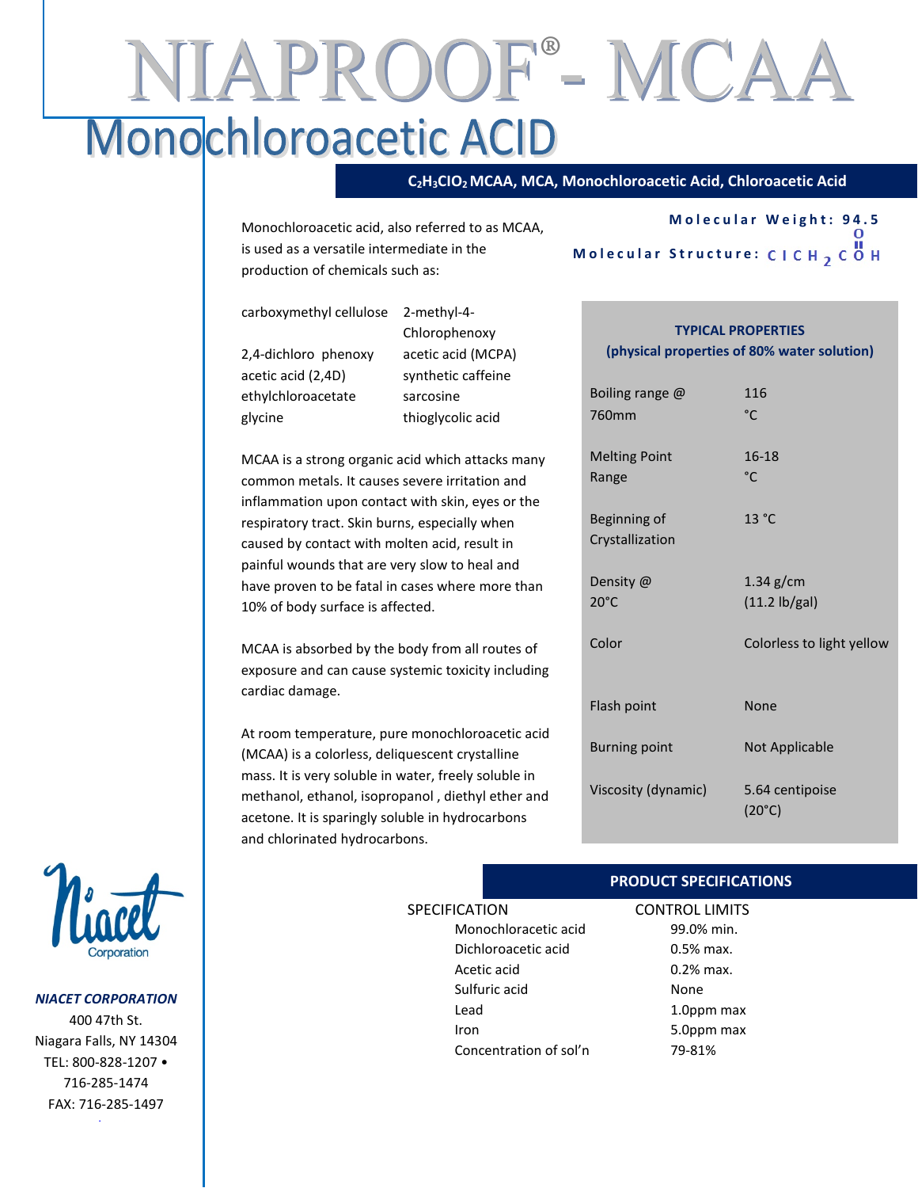# NIAPROOF® - MCAA

## Monochloroacetic ACID

**$C_2H_3ClO_2$ MCAA, MCA, Monochloroacetic Acid, Chloroacetic Acid**

**Molecular Weight: 94.5**

**Molecular Structure: $ClCH_2C(=O)OH$**

Monochloroacetic acid, also referred to as MCAA, is used as a versatile intermediate in the production of chemicals such as:

| | |
|---|---|
| carboxymethyl cellulose | 2-methyl-4-Chlorophenoxy acetic acid (MCPA) |
| 2,4-dichloro phenoxy acetic acid (2,4D) | synthetic caffeine |
| ethylchloroacetate | sarcosine |
| glycine | thioglycolic acid |

MCAA is a strong organic acid which attacks many common metals. It causes severe irritation and inflammation upon contact with skin, eyes or the respiratory tract. Skin burns, especially when caused by contact with molten acid, result in painful wounds that are very slow to heal and have proven to be fatal in cases where more than 10% of body surface is affected.

MCAA is absorbed by the body from all routes of exposure and can cause systemic toxicity including cardiac damage.

At room temperature, pure monochloroacetic acid (MCAA) is a colorless, deliquescent crystalline mass. It is very soluble in water, freely soluble in methanol, ethanol, isopropanol , diethyl ether and acetone. It is sparingly soluble in hydrocarbons and chlorinated hydrocarbons.

### TYPICAL PROPERTIES
**(physical properties of 80% water solution)**

| Property | Value |
|---|---|
| Boiling range @ 760mm | 116 °C |
| Melting Point Range | 16-18 °C |
| Beginning of Crystallization | 13 °C |
| Density @ 20°C | 1.34 g/cm (11.2 lb/gal) |
| Color | Colorless to light yellow |
| Flash point | None |
| Burning point | Not Applicable |
| Viscosity (dynamic) | 5.64 centipoise (20°C) |

### PRODUCT SPECIFICATIONS

| SPECIFICATION | CONTROL LIMITS |
|---|---|
| Monochloracetic acid | 99.0% min. |
| Dichloroacetic acid | 0.5% max. |
| Acetic acid | 0.2% max. |
| Sulfuric acid | None |
| Lead | 1.0ppm max |
| Iron | 5.0ppm max |
| Concentration of sol'n | 79-81% |

Niacet Corporation

***NIACET CORPORATION***
400 47th St.
Niagara Falls, NY 14304
TEL: 800-828-1207 • 716-285-1474
FAX: 716-285-1497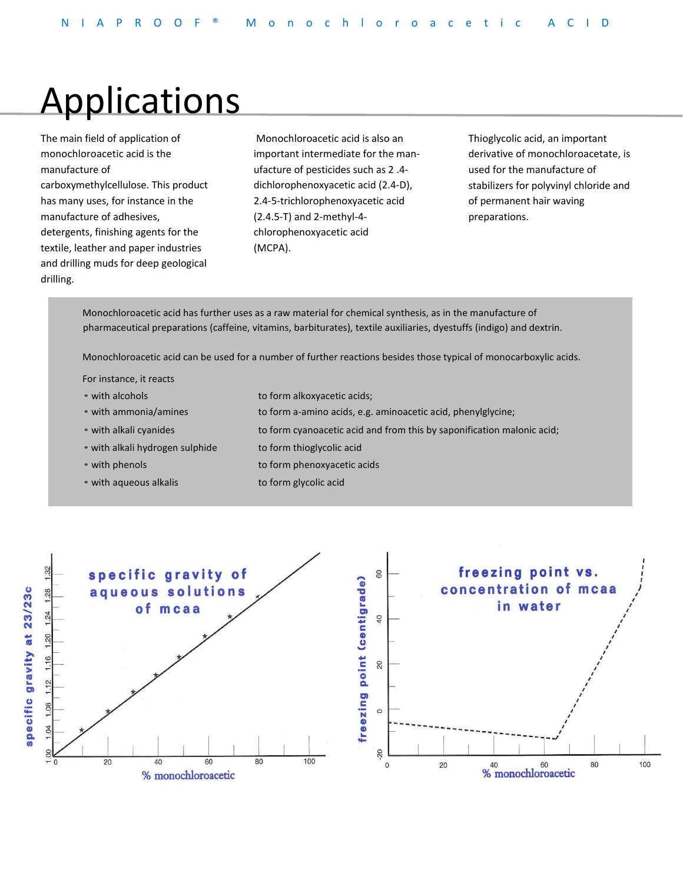# Applications

The main field of application of monochloroacetic acid is the manufacture of carboxymethylcellulose. This product has many uses, for instance in the manufacture of adhesives, detergents, finishing agents for the textile, leather and paper industries and drilling muds for deep geological drilling.

Monochloroacetic acid is also an important intermediate for the manufacture of pesticides such as 2 .4-dichlorophenoxyacetic acid (2.4-D), 2.4-5-trichlorophenoxyacetic acid (2.4.5-T) and 2-methyl-4-chlorophenoxyacetic acid (MCPA).

Thioglycolic acid, an important derivative of monochloroacetate, is used for the manufacture of stabilizers for polyvinyl chloride and of permanent hair waving preparations.

Monochloroacetic acid has further uses as a raw material for chemical synthesis, as in the manufacture of pharmaceutical preparations (caffeine, vitamins, barbiturates), textile auxiliaries, dyestuffs (indigo) and dextrin.

Monochloroacetic acid can be used for a number of further reactions besides those typical of monocarboxylic acids.

For instance, it reacts

| | |
|---|---|
| • with alcohols | to form alkoxyacetic acids; |
| • with ammonia/amines | to form a-amino acids, e.g. aminoacetic acid, phenylglycine; |
| • with alkali cyanides | to form cyanoacetic acid and from this by saponification malonic acid; |
| • with alkali hydrogen sulphide | to form thioglycolic acid |
| • with phenols | to form phenoxyacetic acids |
| • with aqueous alkalis | to form glycolic acid |

**specific gravity of aqueous solutions of mcaa**

(y-axis: specific gravity at 23/23c, 1.00–1.32; x-axis: % monochloroacetic, 0–100)

**freezing point vs. concentration of mcaa in water**

(y-axis: freezing point (centigrade), -20–60; x-axis: % monochloroacetic, 0–100)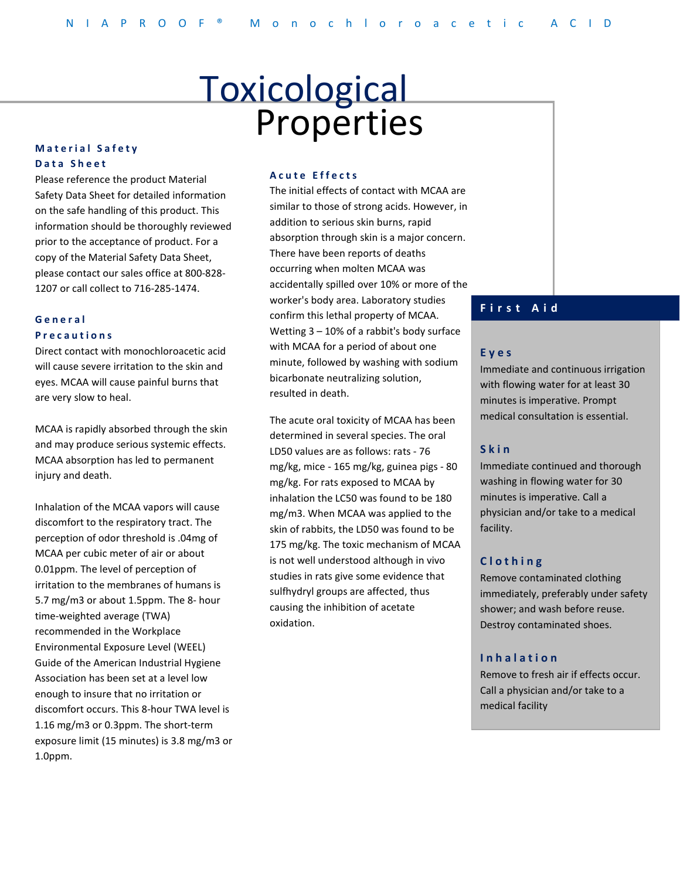# Toxicological Properties

## Material Safety Data Sheet

Please reference the product Material Safety Data Sheet for detailed information on the safe handling of this product. This information should be thoroughly reviewed prior to the acceptance of product. For a copy of the Material Safety Data Sheet, please contact our sales office at 800-828-1207 or call collect to 716-285-1474.

## General Precautions

Direct contact with monochloroacetic acid will cause severe irritation to the skin and eyes. MCAA will cause painful burns that are very slow to heal.

MCAA is rapidly absorbed through the skin and may produce serious systemic effects. MCAA absorption has led to permanent injury and death.

Inhalation of the MCAA vapors will cause discomfort to the respiratory tract. The perception of odor threshold is .04mg of MCAA per cubic meter of air or about 0.01ppm. The level of perception of irritation to the membranes of humans is 5.7 mg/m3 or about 1.5ppm. The 8- hour time-weighted average (TWA) recommended in the Workplace Environmental Exposure Level (WEEL) Guide of the American Industrial Hygiene Association has been set at a level low enough to insure that no irritation or discomfort occurs. This 8-hour TWA level is 1.16 mg/m3 or 0.3ppm. The short-term exposure limit (15 minutes) is 3.8 mg/m3 or 1.0ppm.

## Acute Effects

The initial effects of contact with MCAA are similar to those of strong acids. However, in addition to serious skin burns, rapid absorption through skin is a major concern. There have been reports of deaths occurring when molten MCAA was accidentally spilled over 10% or more of the worker's body area. Laboratory studies confirm this lethal property of MCAA. Wetting 3 – 10% of a rabbit's body surface with MCAA for a period of about one minute, followed by washing with sodium bicarbonate neutralizing solution, resulted in death.

The acute oral toxicity of MCAA has been determined in several species. The oral LD50 values are as follows: rats - 76 mg/kg, mice - 165 mg/kg, guinea pigs - 80 mg/kg. For rats exposed to MCAA by inhalation the LC50 was found to be 180 mg/m3. When MCAA was applied to the skin of rabbits, the LD50 was found to be 175 mg/kg. The toxic mechanism of MCAA is not well understood although in vivo studies in rats give some evidence that sulfhydryl groups are affected, thus causing the inhibition of acetate oxidation.

## First Aid

### Eyes

Immediate and continuous irrigation with flowing water for at least 30 minutes is imperative. Prompt medical consultation is essential.

### Skin

Immediate continued and thorough washing in flowing water for 30 minutes is imperative. Call a physician and/or take to a medical facility.

### Clothing

Remove contaminated clothing immediately, preferably under safety shower; and wash before reuse. Destroy contaminated shoes.

### Inhalation

Remove to fresh air if effects occur. Call a physician and/or take to a medical facility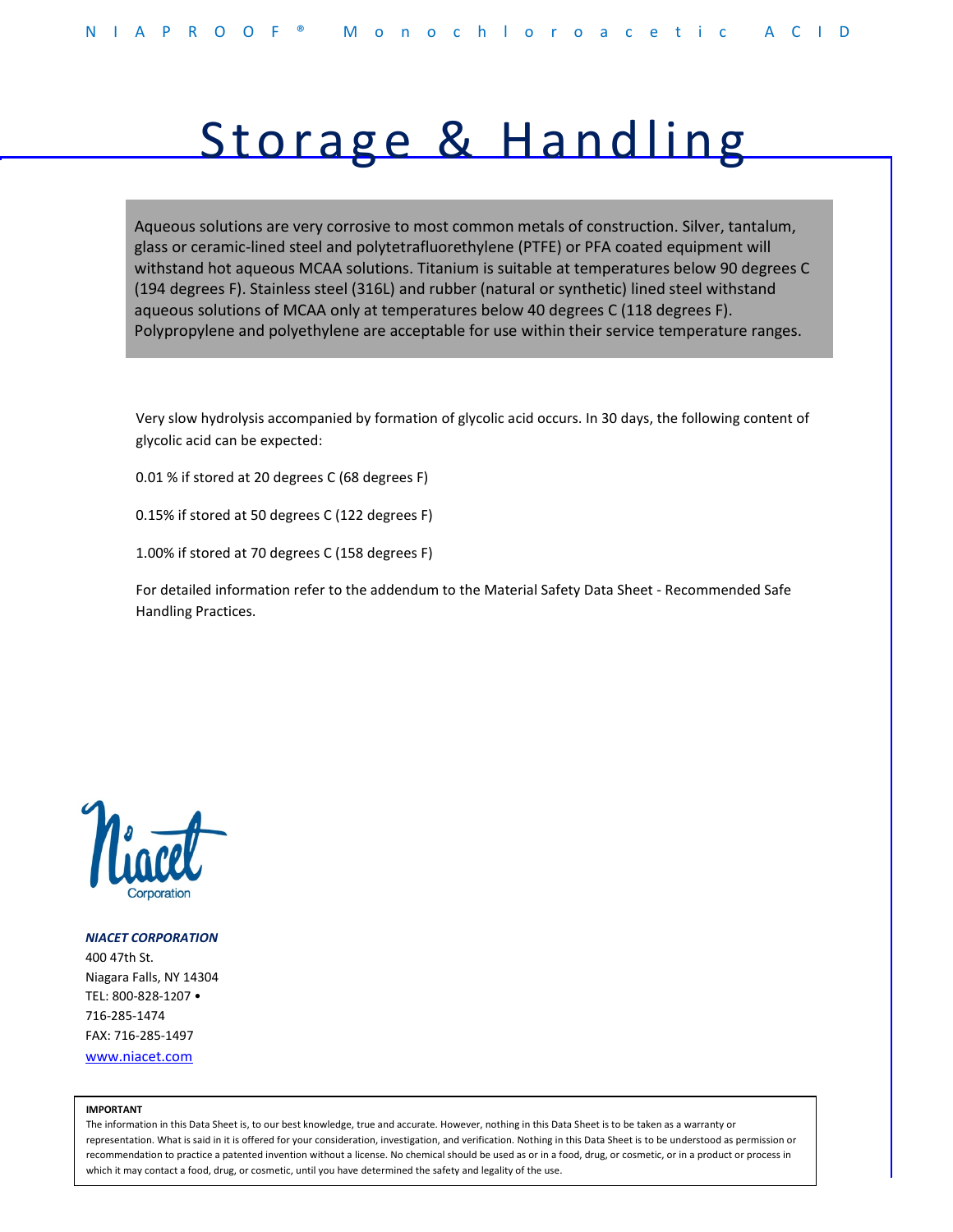# Storage & Handling

Aqueous solutions are very corrosive to most common metals of construction. Silver, tantalum, glass or ceramic-lined steel and polytetrafluorethylene (PTFE) or PFA coated equipment will withstand hot aqueous MCAA solutions. Titanium is suitable at temperatures below 90 degrees C (194 degrees F). Stainless steel (316L) and rubber (natural or synthetic) lined steel withstand aqueous solutions of MCAA only at temperatures below 40 degrees C (118 degrees F). Polypropylene and polyethylene are acceptable for use within their service temperature ranges.

Very slow hydrolysis accompanied by formation of glycolic acid occurs. In 30 days, the following content of glycolic acid can be expected:

0.01 % if stored at 20 degrees C (68 degrees F)

0.15% if stored at 50 degrees C (122 degrees F)

1.00% if stored at 70 degrees C (158 degrees F)

For detailed information refer to the addendum to the Material Safety Data Sheet - Recommended Safe Handling Practices.

Niacet Corporation

***NIACET CORPORATION***
400 47th St.
Niagara Falls, NY 14304
TEL: 800-828-1207 •
716-285-1474
FAX: 716-285-1497
www.niacet.com

**IMPORTANT**
The information in this Data Sheet is, to our best knowledge, true and accurate. However, nothing in this Data Sheet is to be taken as a warranty or representation. What is said in it is offered for your consideration, investigation, and verification. Nothing in this Data Sheet is to be understood as permission or recommendation to practice a patented invention without a license. No chemical should be used as or in a food, drug, or cosmetic, or in a product or process in which it may contact a food, drug, or cosmetic, until you have determined the safety and legality of the use.